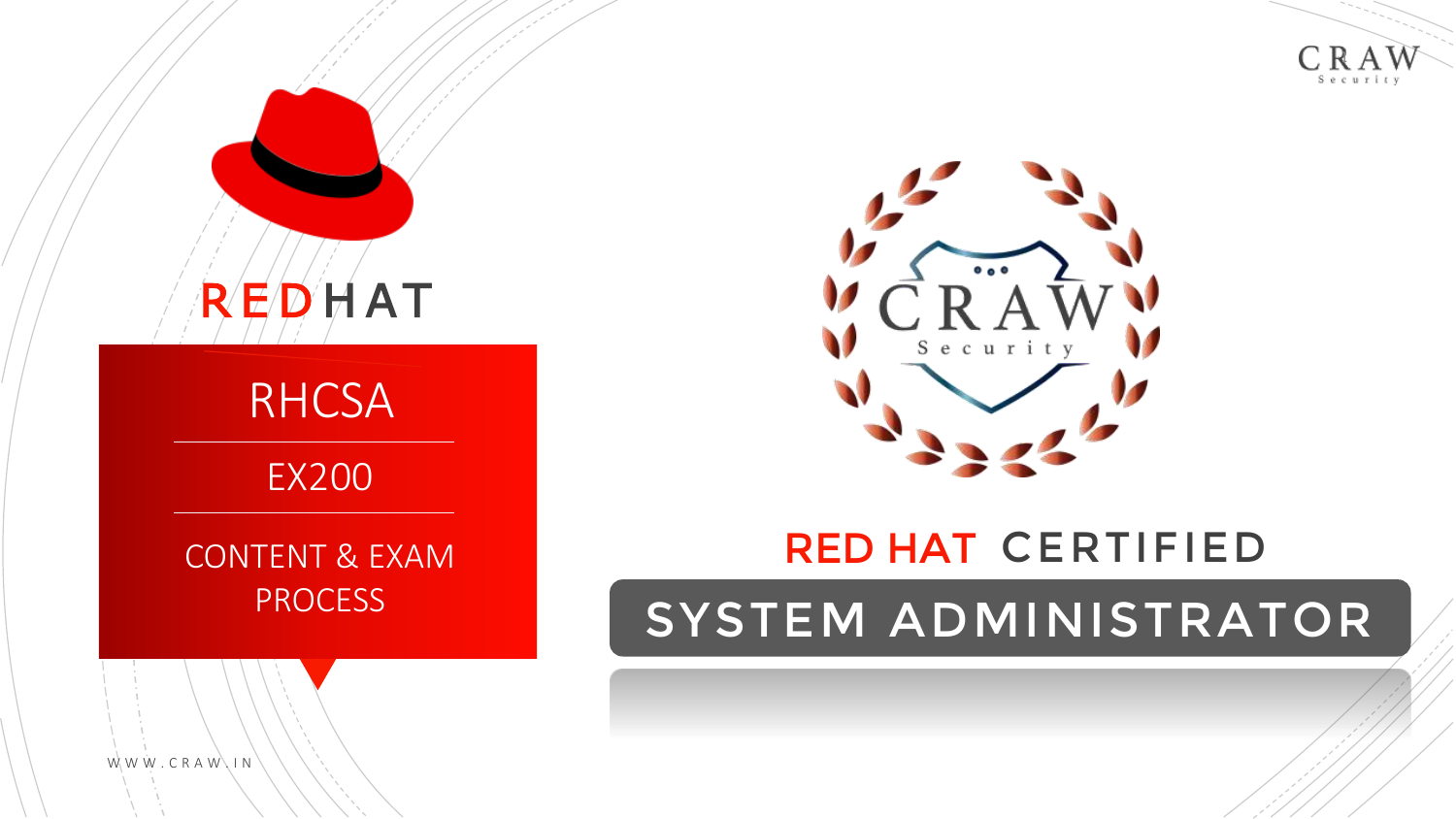CRAW Security

RED HAT

# RHCSA

## EX200

### CONTENT & EXAM PROCESS

CRAW Security

## RED HAT CERTIFIED

# SYSTEM ADMINISTRATOR

WWW.CRAW.IN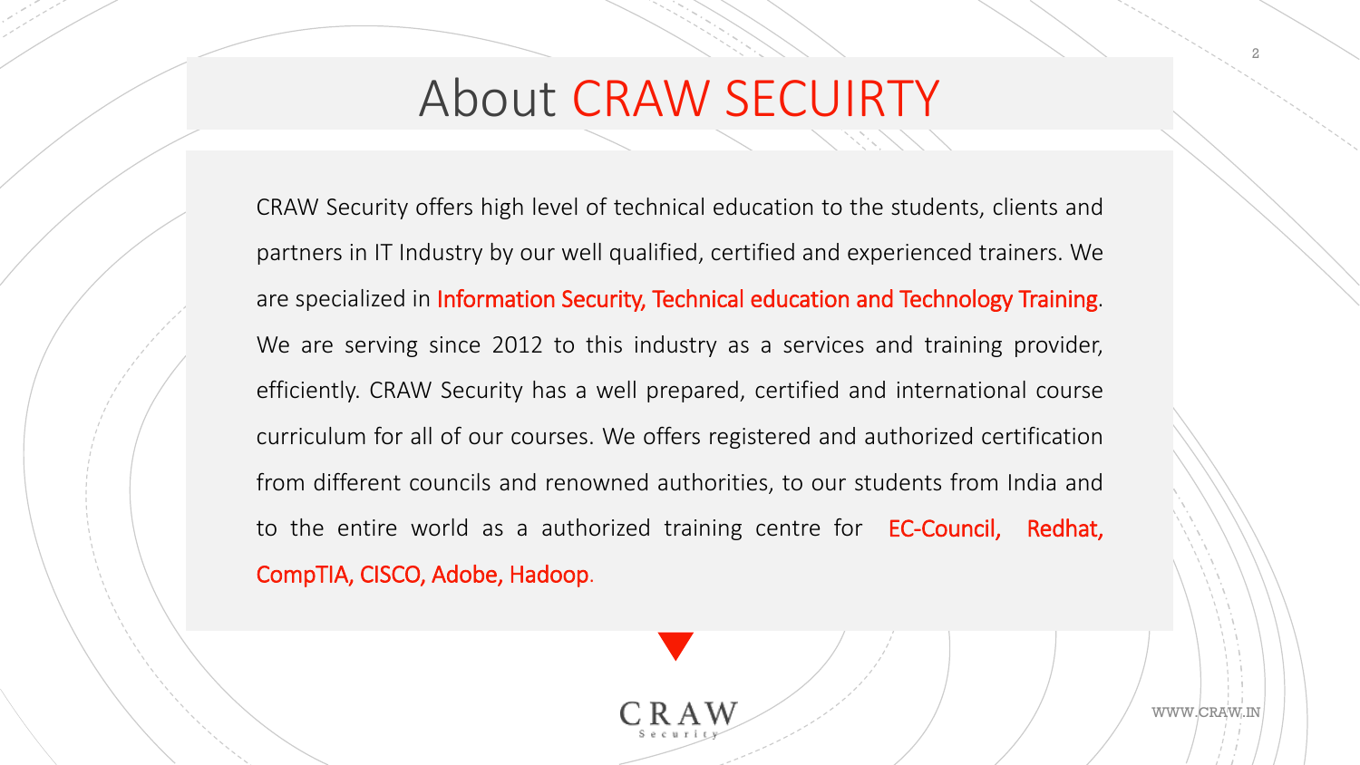# About CRAW SECUIRTY

CRAW Security offers high level of technical education to the students, clients and partners in IT Industry by our well qualified, certified and experienced trainers. We are specialized in **Information Security, Technical education and Technology Training**. We are serving since 2012 to this industry as a services and training provider, efficiently. CRAW Security has a well prepared, certified and international course curriculum for all of our courses. We offers registered and authorized certification from different councils and renowned authorities, to our students from India and to the entire world as a authorized training centre for **EC-Council, Redhat, CompTIA, CISCO, Adobe, Hadoop**.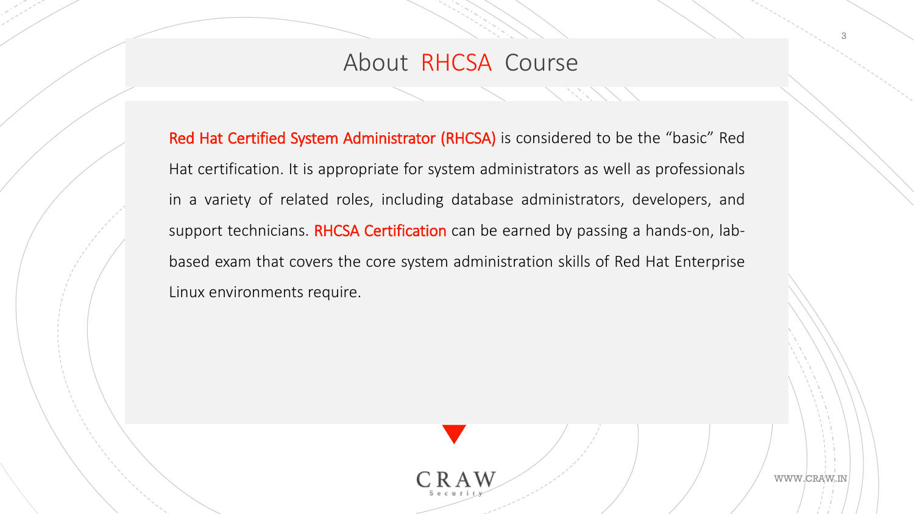# About RHCSA Course

Red Hat Certified System Administrator (RHCSA) is considered to be the “basic” Red Hat certification. It is appropriate for system administrators as well as professionals in a variety of related roles, including database administrators, developers, and support technicians. RHCSA Certification can be earned by passing a hands-on, lab-based exam that covers the core system administration skills of Red Hat Enterprise Linux environments require.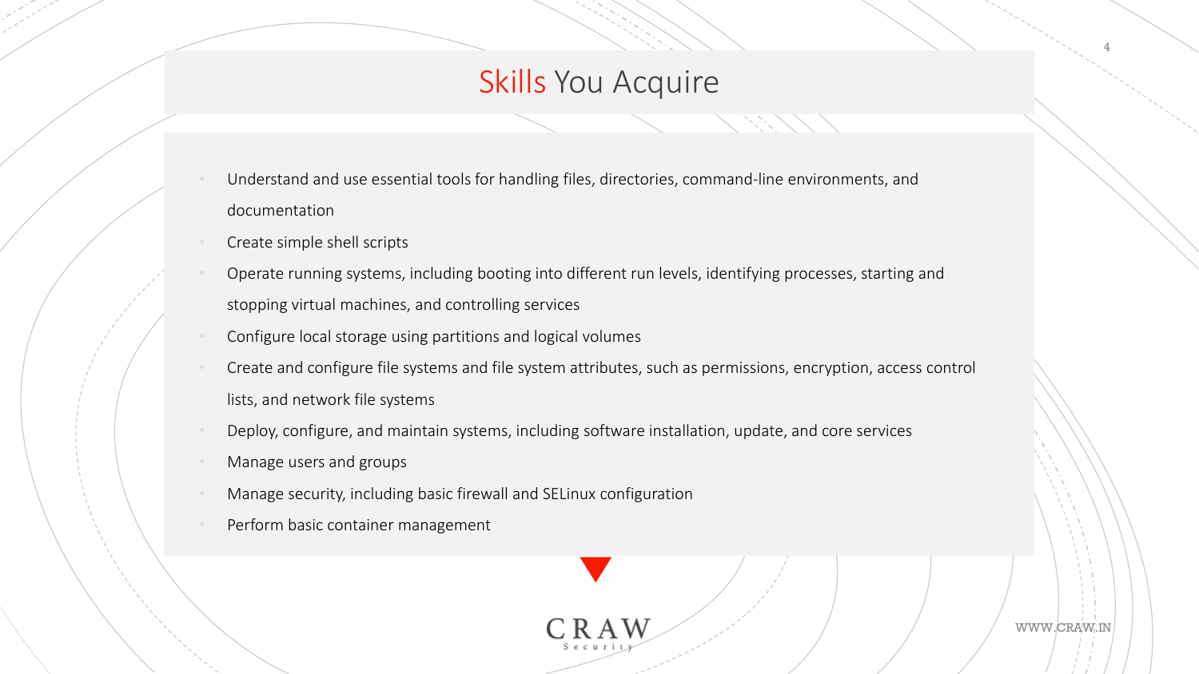# Skills You Acquire

- Understand and use essential tools for handling files, directories, command-line environments, and documentation
- Create simple shell scripts
- Operate running systems, including booting into different run levels, identifying processes, starting and stopping virtual machines, and controlling services
- Configure local storage using partitions and logical volumes
- Create and configure file systems and file system attributes, such as permissions, encryption, access control lists, and network file systems
- Deploy, configure, and maintain systems, including software installation, update, and core services
- Manage users and groups
- Manage security, including basic firewall and SELinux configuration
- Perform basic container management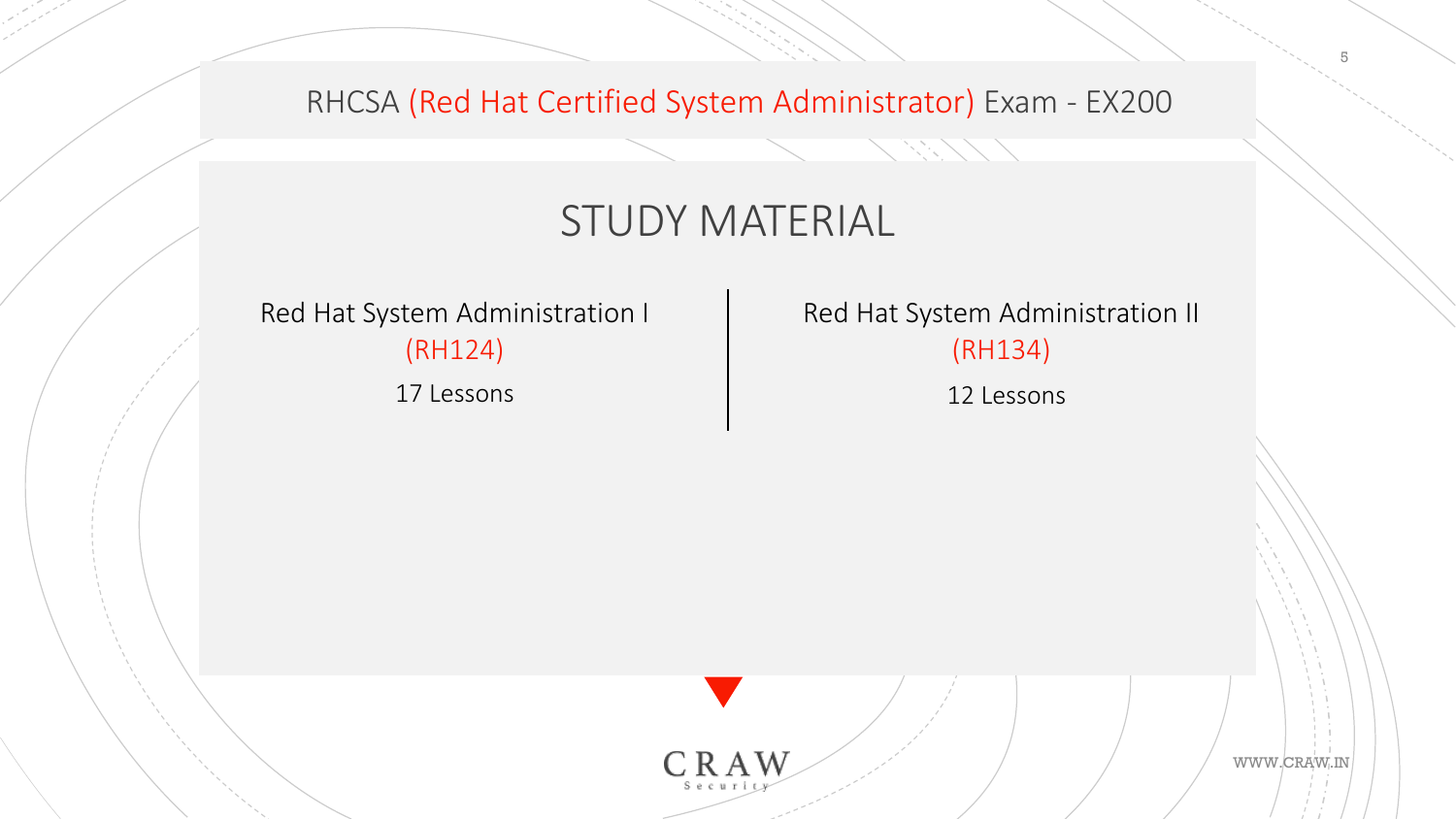RHCSA (Red Hat Certified System Administrator) Exam - EX200

## STUDY MATERIAL

Red Hat System Administration I (RH124)

17 Lessons

Red Hat System Administration II (RH134)

12 Lessons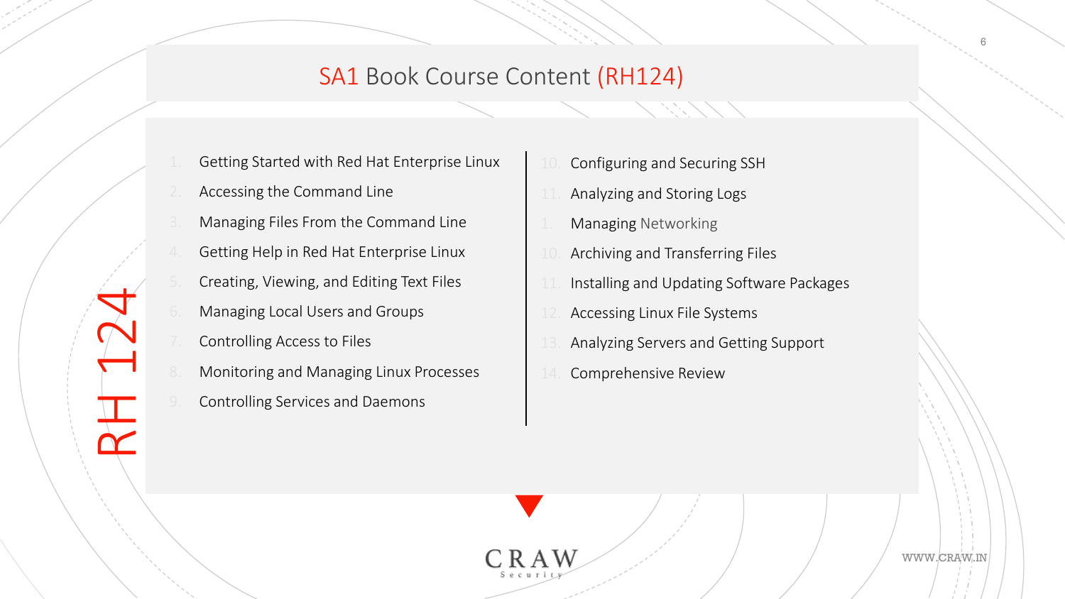# SA1 Book Course Content (RH124)

RH 124

1. Getting Started with Red Hat Enterprise Linux
2. Accessing the Command Line
3. Managing Files From the Command Line
4. Getting Help in Red Hat Enterprise Linux
5. Creating, Viewing, and Editing Text Files
6. Managing Local Users and Groups
7. Controlling Access to Files
8. Monitoring and Managing Linux Processes
9. Controlling Services and Daemons

10. Configuring and Securing SSH
11. Analyzing and Storing Logs
1. Managing Networking
10. Archiving and Transferring Files
11. Installing and Updating Software Packages
12. Accessing Linux File Systems
13. Analyzing Servers and Getting Support
14. Comprehensive Review

CRAW Security

WWW.CRAW.IN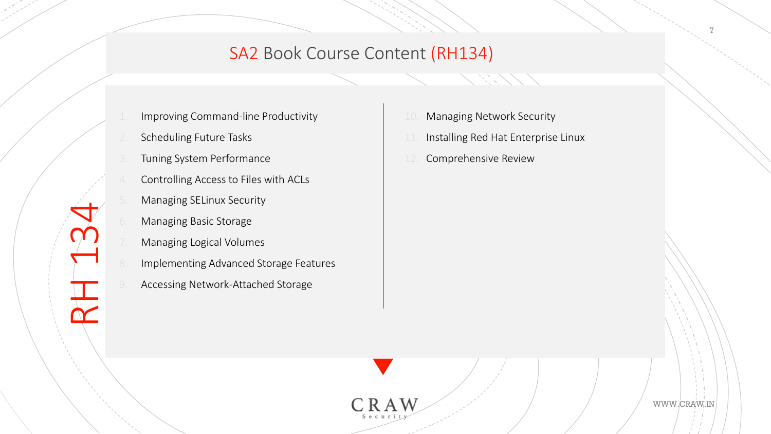# SA2 Book Course Content (RH134)

RH 134

1. Improving Command-line Productivity
2. Scheduling Future Tasks
3. Tuning System Performance
4. Controlling Access to Files with ACLs
5. Managing SELinux Security
6. Managing Basic Storage
7. Managing Logical Volumes
8. Implementing Advanced Storage Features
9. Accessing Network-Attached Storage
10. Managing Network Security
11. Installing Red Hat Enterprise Linux
12. Comprehensive Review

CRAW Security

WWW.CRAW.IN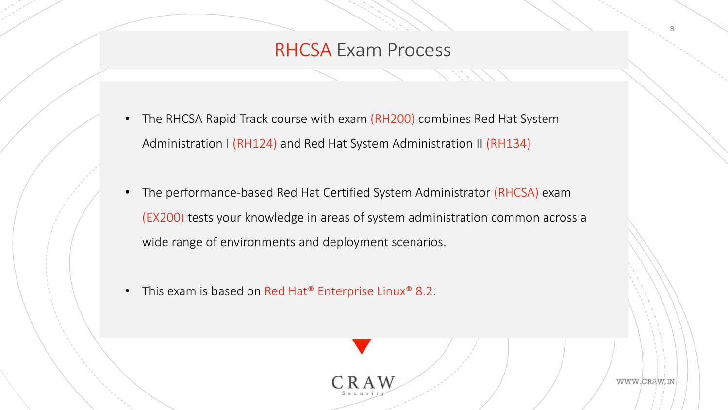# RHCSA Exam Process

- The RHCSA Rapid Track course with exam (RH200) combines Red Hat System Administration I (RH124) and Red Hat System Administration II (RH134)

- The performance-based Red Hat Certified System Administrator (RHCSA) exam (EX200) tests your knowledge in areas of system administration common across a wide range of environments and deployment scenarios.

- This exam is based on Red Hat® Enterprise Linux® 8.2.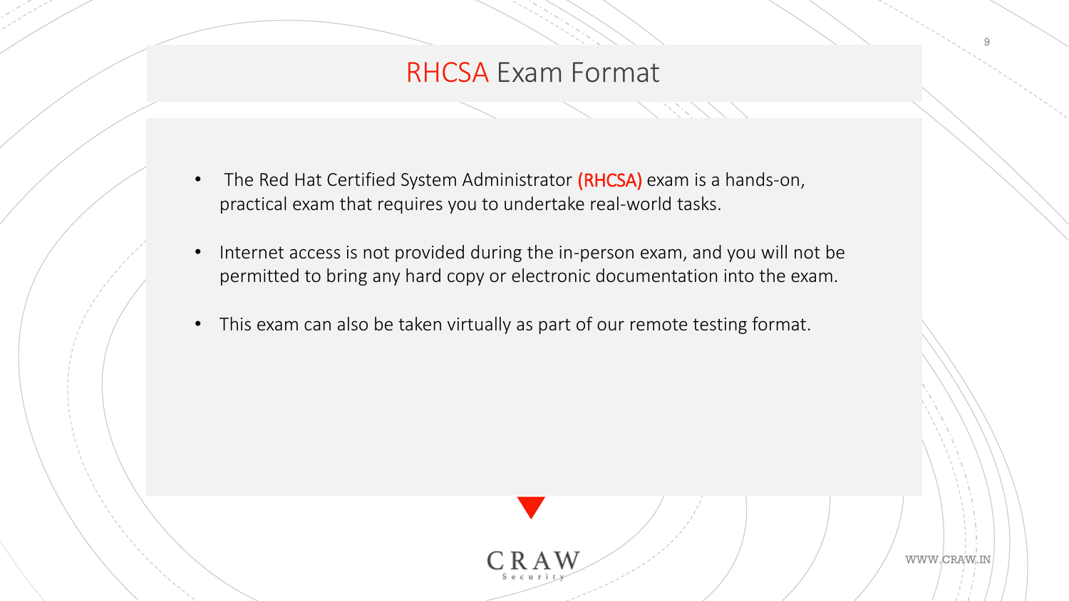# RHCSA Exam Format

- The Red Hat Certified System Administrator (RHCSA) exam is a hands-on, practical exam that requires you to undertake real-world tasks.
- Internet access is not provided during the in-person exam, and you will not be permitted to bring any hard copy or electronic documentation into the exam.
- This exam can also be taken virtually as part of our remote testing format.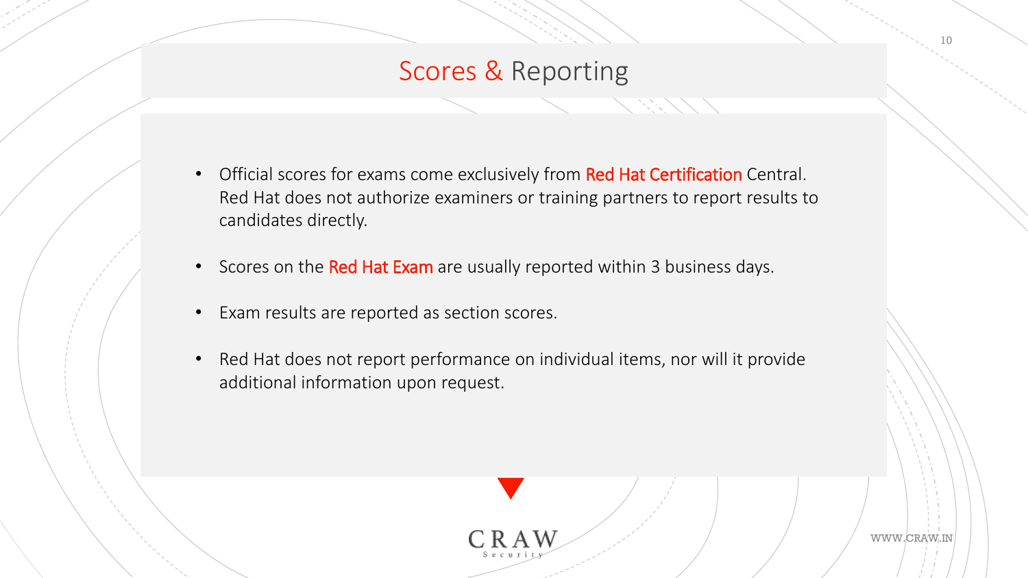# Scores & Reporting

- Official scores for exams come exclusively from Red Hat Certification Central. Red Hat does not authorize examiners or training partners to report results to candidates directly.
- Scores on the Red Hat Exam are usually reported within 3 business days.
- Exam results are reported as section scores.
- Red Hat does not report performance on individual items, nor will it provide additional information upon request.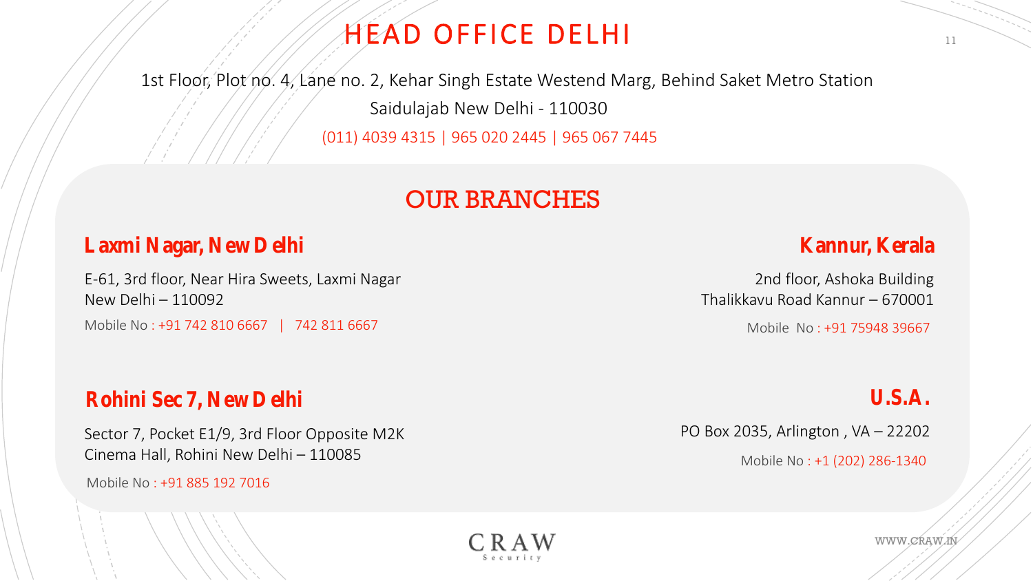# HEAD OFFICE DELHI

1st Floor, Plot no. 4, Lane no. 2, Kehar Singh Estate Westend Marg, Behind Saket Metro Station
Saidulajab New Delhi - 110030

(011) 4039 4315 | 965 020 2445 | 965 067 7445

## OUR BRANCHES

### Laxmi Nagar, New Delhi

E-61, 3rd floor, Near Hira Sweets, Laxmi Nagar
New Delhi – 110092

Mobile No : +91 742 810 6667 | 742 811 6667

### Kannur, Kerala

2nd floor, Ashoka Building
Thalikkavu Road Kannur – 670001

Mobile No : +91 75948 39667

### Rohini Sec 7, New Delhi

Sector 7, Pocket E1/9, 3rd Floor Opposite M2K
Cinema Hall, Rohini New Delhi – 110085

Mobile No : +91 885 192 7016

### U.S.A.

PO Box 2035, Arlington , VA – 22202

Mobile No : +1 (202) 286-1340

CRAW Security

WWW.CRAW.IN